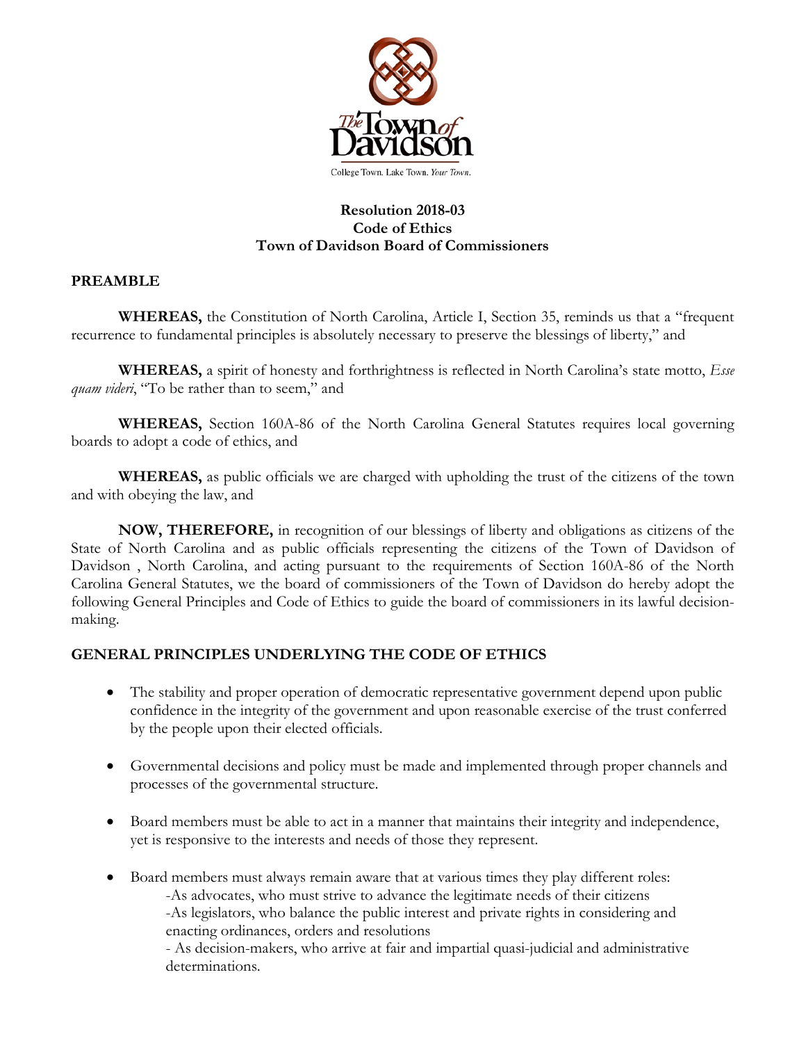The Town of Davidson

College Town. Lake Town. *Your Town.*

**Resolution 2018-03**
**Code of Ethics**
**Town of Davidson Board of Commissioners**

## PREAMBLE

**WHEREAS,** the Constitution of North Carolina, Article I, Section 35, reminds us that a "frequent recurrence to fundamental principles is absolutely necessary to preserve the blessings of liberty," and

**WHEREAS,** a spirit of honesty and forthrightness is reflected in North Carolina's state motto, *Esse quam videri*, "To be rather than to seem," and

**WHEREAS,** Section 160A-86 of the North Carolina General Statutes requires local governing boards to adopt a code of ethics, and

**WHEREAS,** as public officials we are charged with upholding the trust of the citizens of the town and with obeying the law, and

**NOW, THEREFORE,** in recognition of our blessings of liberty and obligations as citizens of the State of North Carolina and as public officials representing the citizens of the Town of Davidson of Davidson , North Carolina, and acting pursuant to the requirements of Section 160A-86 of the North Carolina General Statutes, we the board of commissioners of the Town of Davidson do hereby adopt the following General Principles and Code of Ethics to guide the board of commissioners in its lawful decision-making.

## GENERAL PRINCIPLES UNDERLYING THE CODE OF ETHICS

- The stability and proper operation of democratic representative government depend upon public confidence in the integrity of the government and upon reasonable exercise of the trust conferred by the people upon their elected officials.
- Governmental decisions and policy must be made and implemented through proper channels and processes of the governmental structure.
- Board members must be able to act in a manner that maintains their integrity and independence, yet is responsive to the interests and needs of those they represent.
- Board members must always remain aware that at various times they play different roles:
  - -As advocates, who must strive to advance the legitimate needs of their citizens
  - -As legislators, who balance the public interest and private rights in considering and enacting ordinances, orders and resolutions
  - - As decision-makers, who arrive at fair and impartial quasi-judicial and administrative determinations.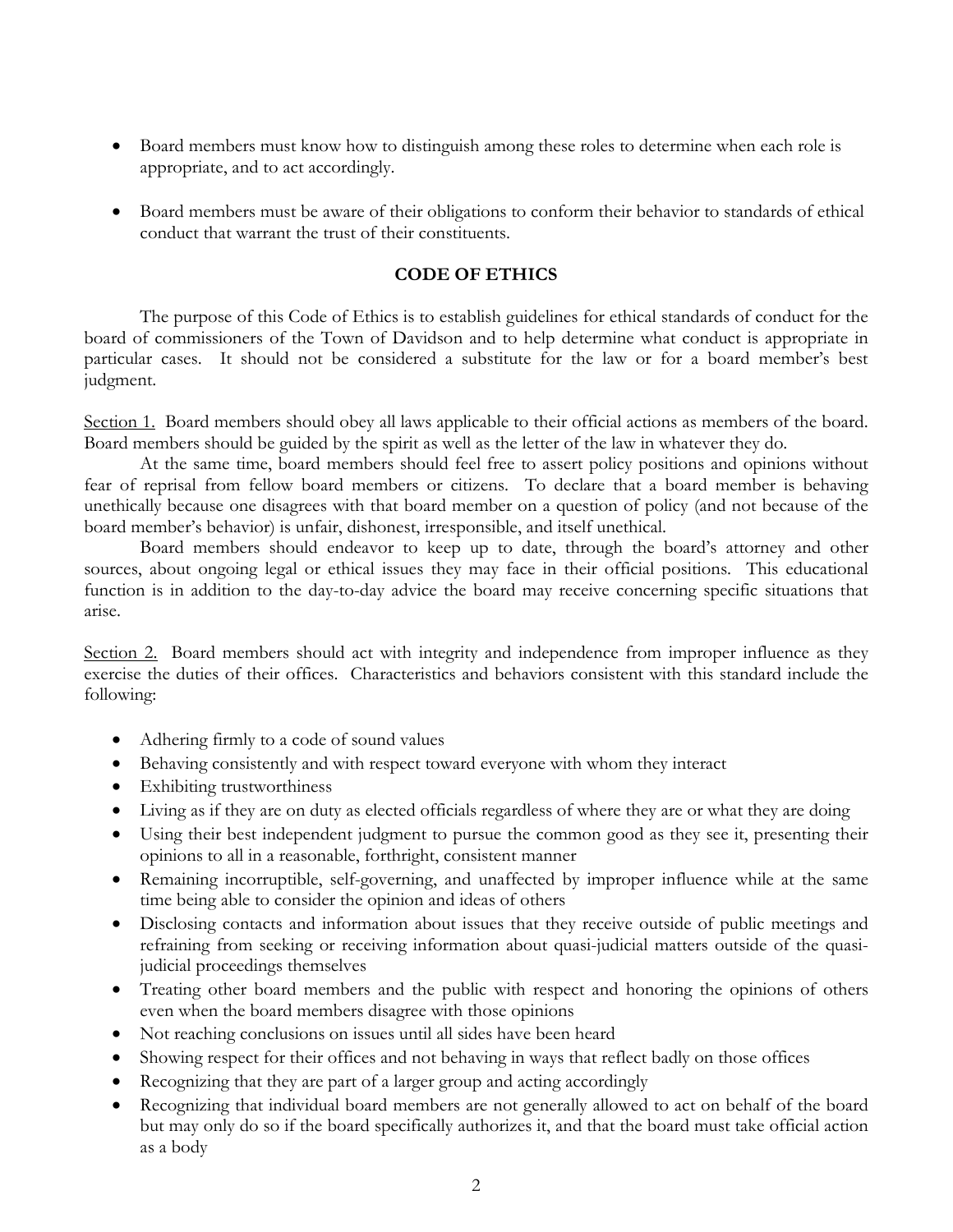- Board members must know how to distinguish among these roles to determine when each role is appropriate, and to act accordingly.

- Board members must be aware of their obligations to conform their behavior to standards of ethical conduct that warrant the trust of their constituents.

## CODE OF ETHICS

The purpose of this Code of Ethics is to establish guidelines for ethical standards of conduct for the board of commissioners of the Town of Davidson and to help determine what conduct is appropriate in particular cases. It should not be considered a substitute for the law or for a board member's best judgment.

Section 1. Board members should obey all laws applicable to their official actions as members of the board. Board members should be guided by the spirit as well as the letter of the law in whatever they do.

At the same time, board members should feel free to assert policy positions and opinions without fear of reprisal from fellow board members or citizens. To declare that a board member is behaving unethically because one disagrees with that board member on a question of policy (and not because of the board member's behavior) is unfair, dishonest, irresponsible, and itself unethical.

Board members should endeavor to keep up to date, through the board's attorney and other sources, about ongoing legal or ethical issues they may face in their official positions. This educational function is in addition to the day-to-day advice the board may receive concerning specific situations that arise.

Section 2. Board members should act with integrity and independence from improper influence as they exercise the duties of their offices. Characteristics and behaviors consistent with this standard include the following:

- Adhering firmly to a code of sound values
- Behaving consistently and with respect toward everyone with whom they interact
- Exhibiting trustworthiness
- Living as if they are on duty as elected officials regardless of where they are or what they are doing
- Using their best independent judgment to pursue the common good as they see it, presenting their opinions to all in a reasonable, forthright, consistent manner
- Remaining incorruptible, self-governing, and unaffected by improper influence while at the same time being able to consider the opinion and ideas of others
- Disclosing contacts and information about issues that they receive outside of public meetings and refraining from seeking or receiving information about quasi-judicial matters outside of the quasi-judicial proceedings themselves
- Treating other board members and the public with respect and honoring the opinions of others even when the board members disagree with those opinions
- Not reaching conclusions on issues until all sides have been heard
- Showing respect for their offices and not behaving in ways that reflect badly on those offices
- Recognizing that they are part of a larger group and acting accordingly
- Recognizing that individual board members are not generally allowed to act on behalf of the board but may only do so if the board specifically authorizes it, and that the board must take official action as a body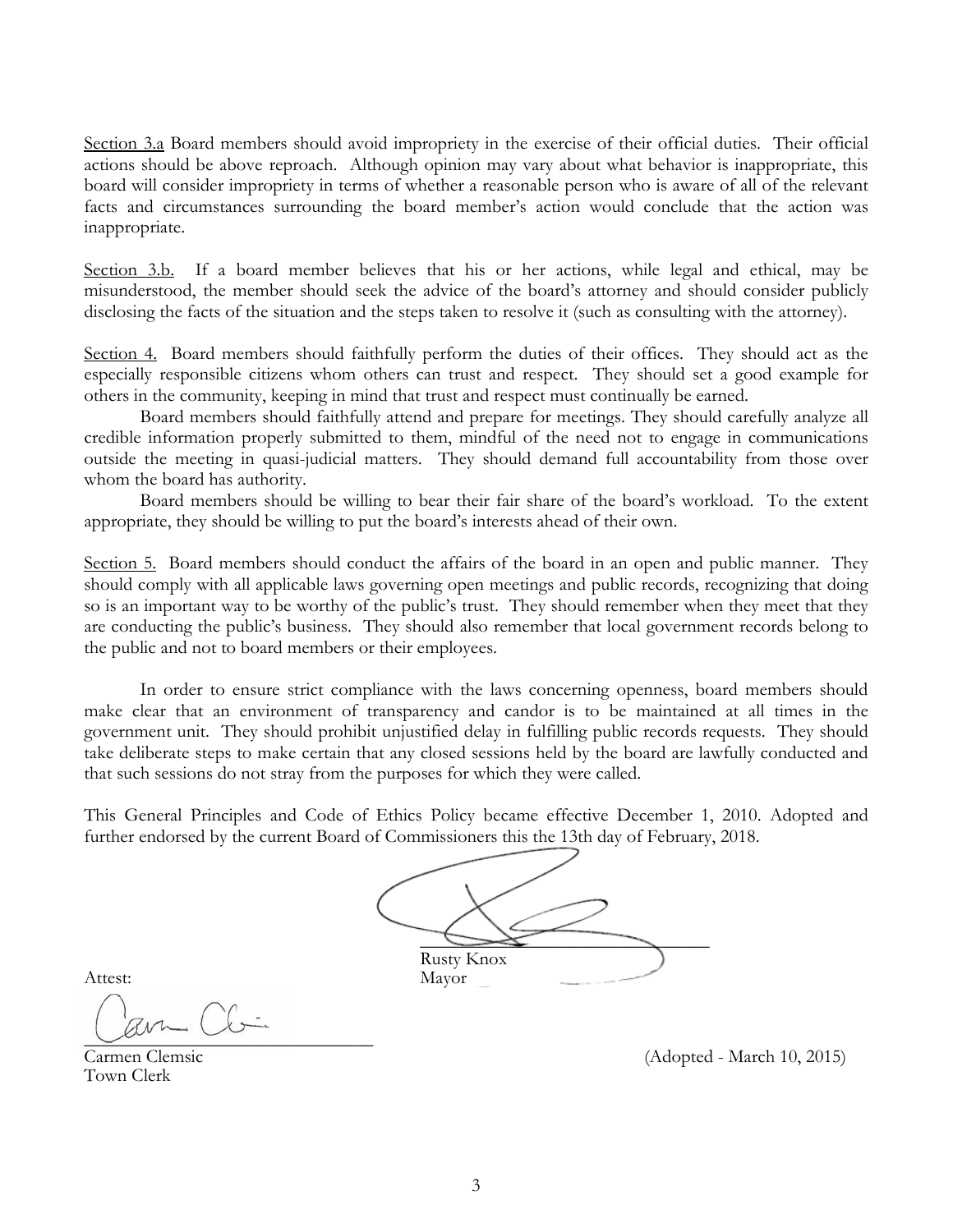Section 3.a Board members should avoid impropriety in the exercise of their official duties. Their official actions should be above reproach. Although opinion may vary about what behavior is inappropriate, this board will consider impropriety in terms of whether a reasonable person who is aware of all of the relevant facts and circumstances surrounding the board member's action would conclude that the action was inappropriate.

Section 3.b. If a board member believes that his or her actions, while legal and ethical, may be misunderstood, the member should seek the advice of the board's attorney and should consider publicly disclosing the facts of the situation and the steps taken to resolve it (such as consulting with the attorney).

Section 4. Board members should faithfully perform the duties of their offices. They should act as the especially responsible citizens whom others can trust and respect. They should set a good example for others in the community, keeping in mind that trust and respect must continually be earned.

Board members should faithfully attend and prepare for meetings. They should carefully analyze all credible information properly submitted to them, mindful of the need not to engage in communications outside the meeting in quasi-judicial matters. They should demand full accountability from those over whom the board has authority.

Board members should be willing to bear their fair share of the board's workload. To the extent appropriate, they should be willing to put the board's interests ahead of their own.

Section 5. Board members should conduct the affairs of the board in an open and public manner. They should comply with all applicable laws governing open meetings and public records, recognizing that doing so is an important way to be worthy of the public's trust. They should remember when they meet that they are conducting the public's business. They should also remember that local government records belong to the public and not to board members or their employees.

In order to ensure strict compliance with the laws concerning openness, board members should make clear that an environment of transparency and candor is to be maintained at all times in the government unit. They should prohibit unjustified delay in fulfilling public records requests. They should take deliberate steps to make certain that any closed sessions held by the board are lawfully conducted and that such sessions do not stray from the purposes for which they were called.

This General Principles and Code of Ethics Policy became effective December 1, 2010. Adopted and further endorsed by the current Board of Commissioners this the 13th day of February, 2018.

Rusty Knox
Mayor

Attest:

Carmen Clemsic
Town Clerk

(Adopted - March 10, 2015)